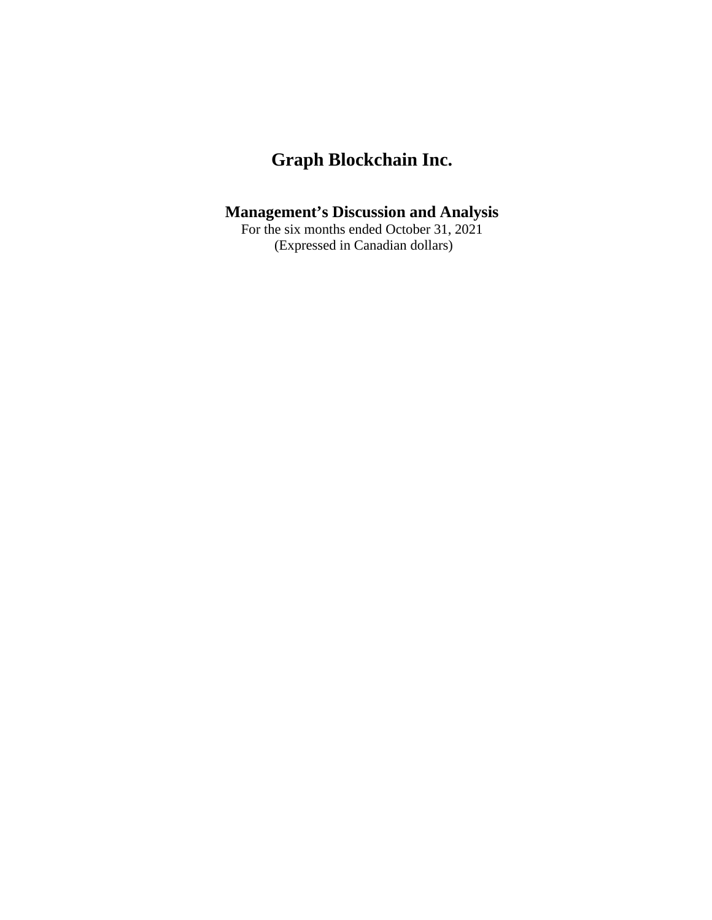# Graph Blockchain Inc.

## Management's Discussion and Analysis

For the six months ended October 31, 2021
(Expressed in Canadian dollars)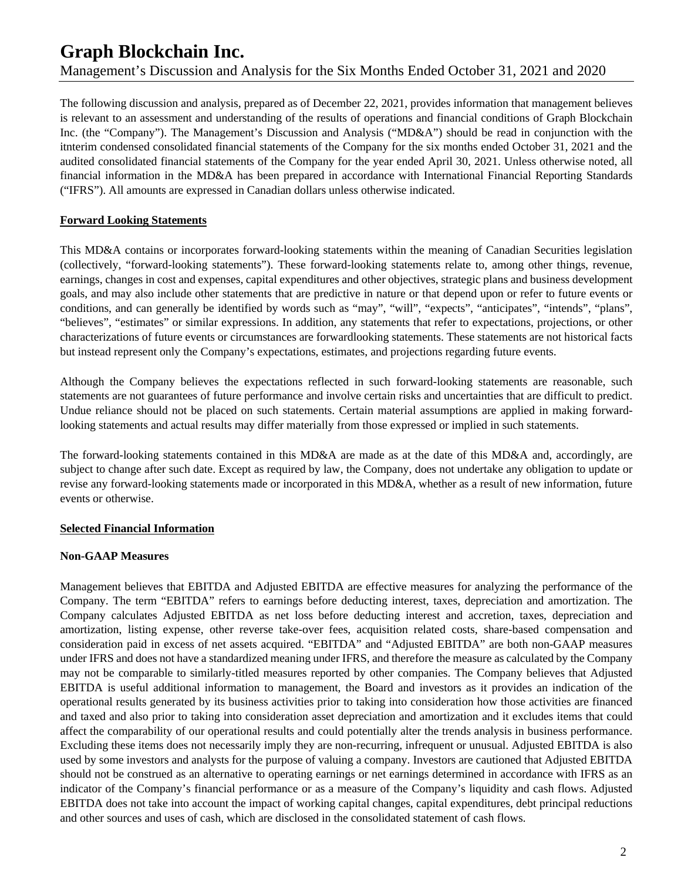The following discussion and analysis, prepared as of December 22, 2021, provides information that management believes is relevant to an assessment and understanding of the results of operations and financial conditions of Graph Blockchain Inc. (the "Company"). The Management's Discussion and Analysis ("MD&A") should be read in conjunction with the itnterim condensed consolidated financial statements of the Company for the six months ended October 31, 2021 and the audited consolidated financial statements of the Company for the year ended April 30, 2021. Unless otherwise noted, all financial information in the MD&A has been prepared in accordance with International Financial Reporting Standards ("IFRS"). All amounts are expressed in Canadian dollars unless otherwise indicated.

**Forward Looking Statements**

This MD&A contains or incorporates forward-looking statements within the meaning of Canadian Securities legislation (collectively, "forward-looking statements"). These forward-looking statements relate to, among other things, revenue, earnings, changes in cost and expenses, capital expenditures and other objectives, strategic plans and business development goals, and may also include other statements that are predictive in nature or that depend upon or refer to future events or conditions, and can generally be identified by words such as "may", "will", "expects", "anticipates", "intends", "plans", "believes", "estimates" or similar expressions. In addition, any statements that refer to expectations, projections, or other characterizations of future events or circumstances are forwardlooking statements. These statements are not historical facts but instead represent only the Company's expectations, estimates, and projections regarding future events.

Although the Company believes the expectations reflected in such forward-looking statements are reasonable, such statements are not guarantees of future performance and involve certain risks and uncertainties that are difficult to predict. Undue reliance should not be placed on such statements. Certain material assumptions are applied in making forward-looking statements and actual results may differ materially from those expressed or implied in such statements.

The forward-looking statements contained in this MD&A are made as at the date of this MD&A and, accordingly, are subject to change after such date. Except as required by law, the Company, does not undertake any obligation to update or revise any forward-looking statements made or incorporated in this MD&A, whether as a result of new information, future events or otherwise.

**Selected Financial Information**

**Non-GAAP Measures**

Management believes that EBITDA and Adjusted EBITDA are effective measures for analyzing the performance of the Company. The term "EBITDA" refers to earnings before deducting interest, taxes, depreciation and amortization. The Company calculates Adjusted EBITDA as net loss before deducting interest and accretion, taxes, depreciation and amortization, listing expense, other reverse take-over fees, acquisition related costs, share-based compensation and consideration paid in excess of net assets acquired. "EBITDA" and "Adjusted EBITDA" are both non-GAAP measures under IFRS and does not have a standardized meaning under IFRS, and therefore the measure as calculated by the Company may not be comparable to similarly-titled measures reported by other companies. The Company believes that Adjusted EBITDA is useful additional information to management, the Board and investors as it provides an indication of the operational results generated by its business activities prior to taking into consideration how those activities are financed and taxed and also prior to taking into consideration asset depreciation and amortization and it excludes items that could affect the comparability of our operational results and could potentially alter the trends analysis in business performance. Excluding these items does not necessarily imply they are non-recurring, infrequent or unusual. Adjusted EBITDA is also used by some investors and analysts for the purpose of valuing a company. Investors are cautioned that Adjusted EBITDA should not be construed as an alternative to operating earnings or net earnings determined in accordance with IFRS as an indicator of the Company's financial performance or as a measure of the Company's liquidity and cash flows. Adjusted EBITDA does not take into account the impact of working capital changes, capital expenditures, debt principal reductions and other sources and uses of cash, which are disclosed in the consolidated statement of cash flows.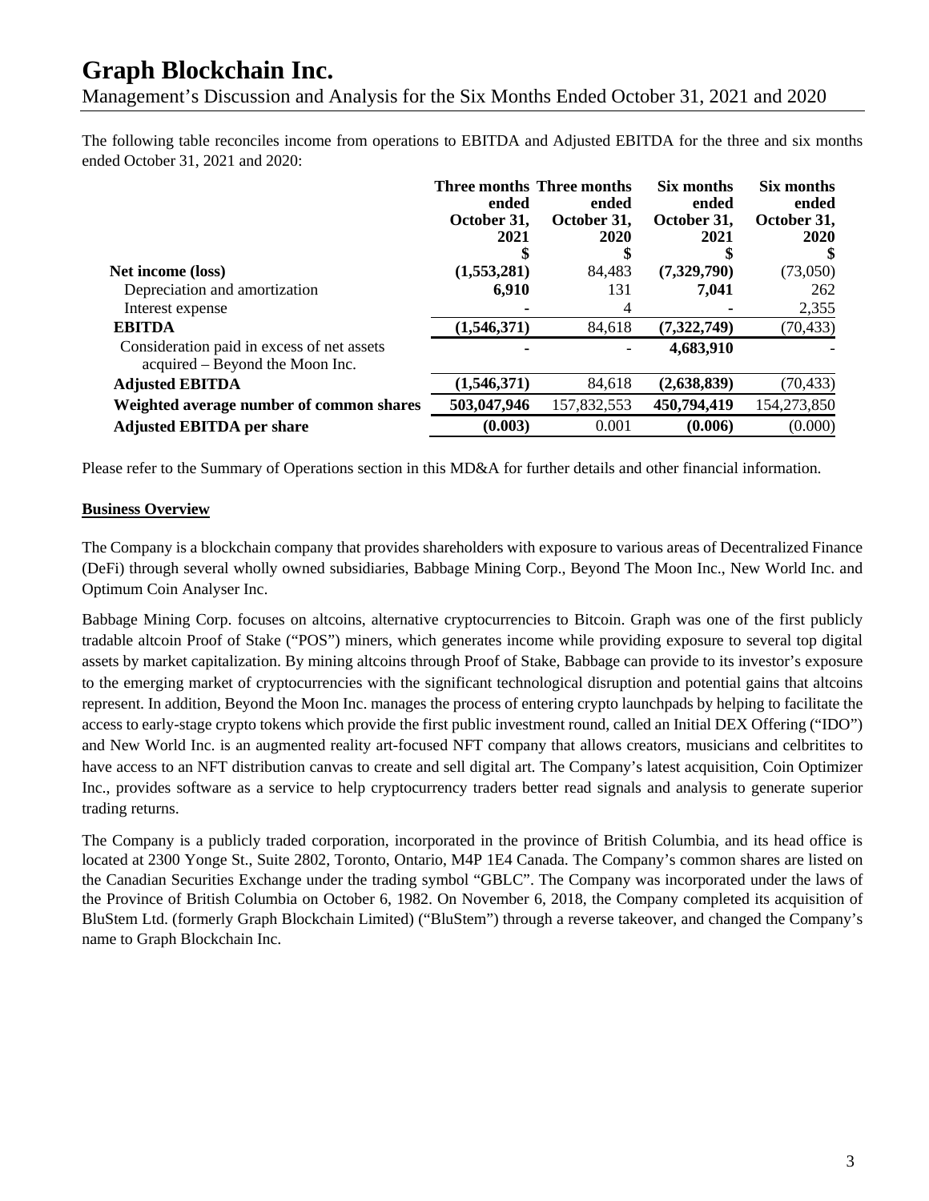The following table reconciles income from operations to EBITDA and Adjusted EBITDA for the three and six months ended October 31, 2021 and 2020:

| | Three months ended October 31, 2021 $ | Three months ended October 31, 2020 $ | Six months ended October 31, 2021 $ | Six months ended October 31, 2020 $ |
|---|---|---|---|---|
| **Net income (loss)** | **(1,553,281)** | 84,483 | **(7,329,790)** | (73,050) |
| Depreciation and amortization | **6,910** | 131 | **7,041** | 262 |
| Interest expense | **-** | 4 | **-** | 2,355 |
| **EBITDA** | **(1,546,371)** | 84,618 | **(7,322,749)** | (70,433) |
| Consideration paid in excess of net assets acquired – Beyond the Moon Inc. | **-** | - | **4,683,910** | - |
| **Adjusted EBITDA** | **(1,546,371)** | 84,618 | **(2,638,839)** | (70,433) |
| **Weighted average number of common shares** | **503,047,946** | 157,832,553 | **450,794,419** | 154,273,850 |
| **Adjusted EBITDA per share** | **(0.003)** | 0.001 | **(0.006)** | (0.000) |

Please refer to the Summary of Operations section in this MD&A for further details and other financial information.

## Business Overview

The Company is a blockchain company that provides shareholders with exposure to various areas of Decentralized Finance (DeFi) through several wholly owned subsidiaries, Babbage Mining Corp., Beyond The Moon Inc., New World Inc. and Optimum Coin Analyser Inc.

Babbage Mining Corp. focuses on altcoins, alternative cryptocurrencies to Bitcoin. Graph was one of the first publicly tradable altcoin Proof of Stake ("POS") miners, which generates income while providing exposure to several top digital assets by market capitalization. By mining altcoins through Proof of Stake, Babbage can provide to its investor's exposure to the emerging market of cryptocurrencies with the significant technological disruption and potential gains that altcoins represent. In addition, Beyond the Moon Inc. manages the process of entering crypto launchpads by helping to facilitate the access to early-stage crypto tokens which provide the first public investment round, called an Initial DEX Offering ("IDO") and New World Inc. is an augmented reality art-focused NFT company that allows creators, musicians and celbritites to have access to an NFT distribution canvas to create and sell digital art. The Company's latest acquisition, Coin Optimizer Inc., provides software as a service to help cryptocurrency traders better read signals and analysis to generate superior trading returns.

The Company is a publicly traded corporation, incorporated in the province of British Columbia, and its head office is located at 2300 Yonge St., Suite 2802, Toronto, Ontario, M4P 1E4 Canada. The Company's common shares are listed on the Canadian Securities Exchange under the trading symbol "GBLC". The Company was incorporated under the laws of the Province of British Columbia on October 6, 1982. On November 6, 2018, the Company completed its acquisition of BluStem Ltd. (formerly Graph Blockchain Limited) ("BluStem") through a reverse takeover, and changed the Company's name to Graph Blockchain Inc.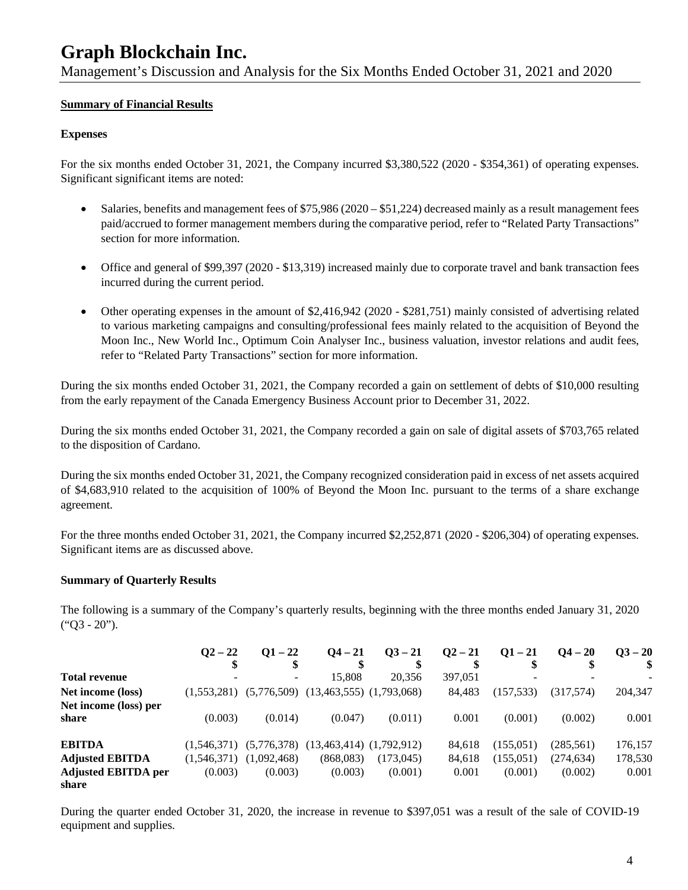# Graph Blockchain Inc.

Management's Discussion and Analysis for the Six Months Ended October 31, 2021 and 2020

**Summary of Financial Results**

**Expenses**

For the six months ended October 31, 2021, the Company incurred $3,380,522 (2020 - $354,361) of operating expenses. Significant significant items are noted:

- Salaries, benefits and management fees of $75,986 (2020 – $51,224) decreased mainly as a result management fees paid/accrued to former management members during the comparative period, refer to "Related Party Transactions" section for more information.
- Office and general of $99,397 (2020 - $13,319) increased mainly due to corporate travel and bank transaction fees incurred during the current period.
- Other operating expenses in the amount of $2,416,942 (2020 - $281,751) mainly consisted of advertising related to various marketing campaigns and consulting/professional fees mainly related to the acquisition of Beyond the Moon Inc., New World Inc., Optimum Coin Analyser Inc., business valuation, investor relations and audit fees, refer to "Related Party Transactions" section for more information.

During the six months ended October 31, 2021, the Company recorded a gain on settlement of debts of $10,000 resulting from the early repayment of the Canada Emergency Business Account prior to December 31, 2022.

During the six months ended October 31, 2021, the Company recorded a gain on sale of digital assets of $703,765 related to the disposition of Cardano.

During the six months ended October 31, 2021, the Company recognized consideration paid in excess of net assets acquired of $4,683,910 related to the acquisition of 100% of Beyond the Moon Inc. pursuant to the terms of a share exchange agreement.

For the three months ended October 31, 2021, the Company incurred $2,252,871 (2020 - $206,304) of operating expenses. Significant items are as discussed above.

**Summary of Quarterly Results**

The following is a summary of the Company's quarterly results, beginning with the three months ended January 31, 2020 ("Q3 - 20").

| | Q2 – 22<br>$ | Q1 – 22<br>$ | Q4 – 21<br>$ | Q3 – 21<br>$ | Q2 – 21<br>$ | Q1 – 21<br>$ | Q4 – 20<br>$ | Q3 – 20<br>$ |
|---|---|---|---|---|---|---|---|---|
| **Total revenue** | - | - | 15,808 | 20,356 | 397,051 | - | - | - |
| **Net income (loss)** | (1,553,281) | (5,776,509) | (13,463,555) | (1,793,068) | 84,483 | (157,533) | (317,574) | 204,347 |
| **Net income (loss) per share** | (0.003) | (0.014) | (0.047) | (0.011) | 0.001 | (0.001) | (0.002) | 0.001 |
| **EBITDA** | (1,546,371) | (5,776,378) | (13,463,414) | (1,792,912) | 84,618 | (155,051) | (285,561) | 176,157 |
| **Adjusted EBITDA** | (1,546,371) | (1,092,468) | (868,083) | (173,045) | 84,618 | (155,051) | (274,634) | 178,530 |
| **Adjusted EBITDA per share** | (0.003) | (0.003) | (0.003) | (0.001) | 0.001 | (0.001) | (0.002) | 0.001 |

During the quarter ended October 31, 2020, the increase in revenue to $397,051 was a result of the sale of COVID-19 equipment and supplies.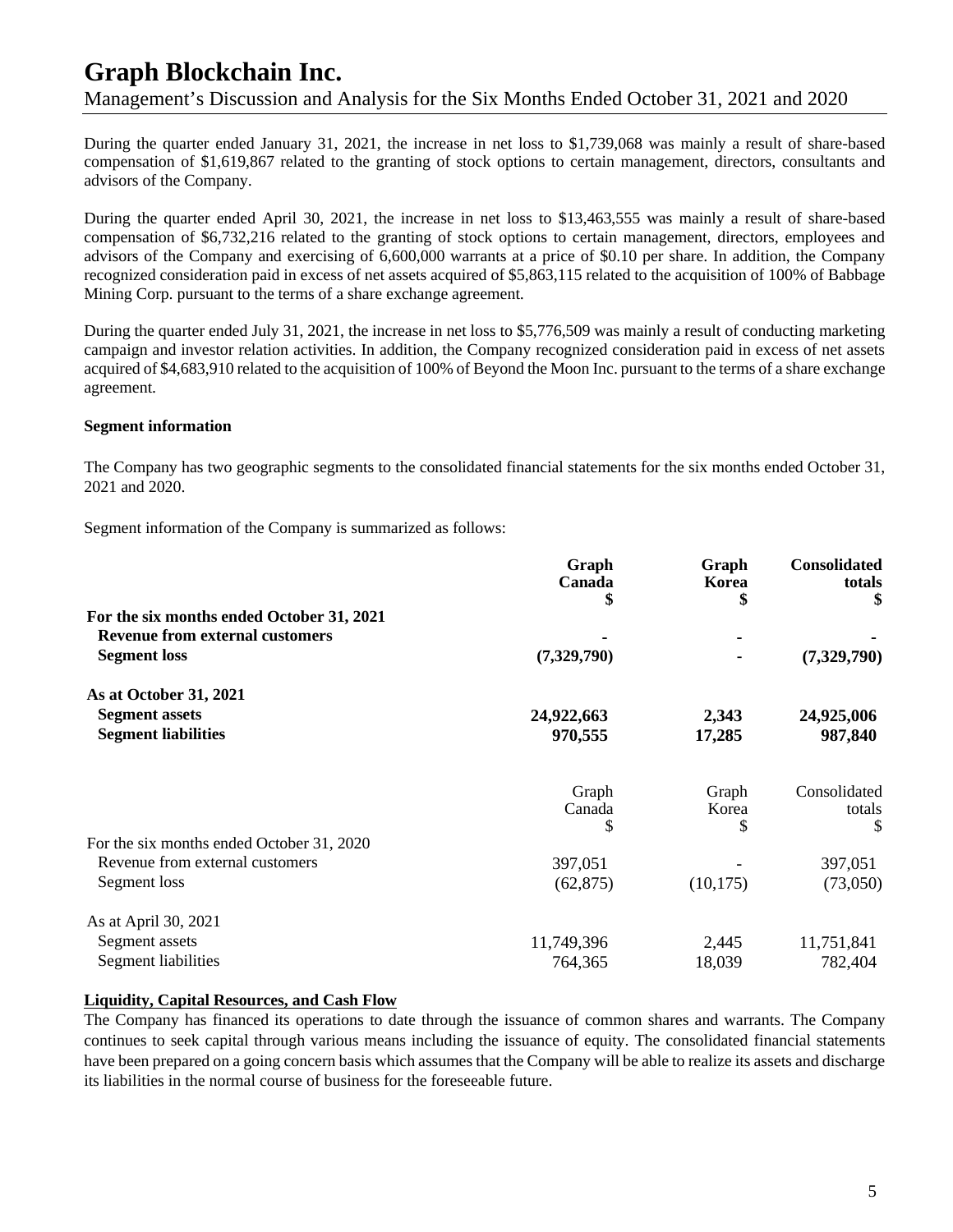During the quarter ended January 31, 2021, the increase in net loss to $1,739,068 was mainly a result of share-based compensation of $1,619,867 related to the granting of stock options to certain management, directors, consultants and advisors of the Company.

During the quarter ended April 30, 2021, the increase in net loss to $13,463,555 was mainly a result of share-based compensation of $6,732,216 related to the granting of stock options to certain management, directors, employees and advisors of the Company and exercising of 6,600,000 warrants at a price of $0.10 per share. In addition, the Company recognized consideration paid in excess of net assets acquired of $5,863,115 related to the acquisition of 100% of Babbage Mining Corp. pursuant to the terms of a share exchange agreement.

During the quarter ended July 31, 2021, the increase in net loss to $5,776,509 was mainly a result of conducting marketing campaign and investor relation activities. In addition, the Company recognized consideration paid in excess of net assets acquired of $4,683,910 related to the acquisition of 100% of Beyond the Moon Inc. pursuant to the terms of a share exchange agreement.

**Segment information**

The Company has two geographic segments to the consolidated financial statements for the six months ended October 31, 2021 and 2020.

Segment information of the Company is summarized as follows:

| | **Graph Canada $** | **Graph Korea $** | **Consolidated totals $** |
|---|---|---|---|
| **For the six months ended October 31, 2021** | | | |
| **Revenue from external customers** | **-** | **-** | **-** |
| **Segment loss** | **(7,329,790)** | **-** | **(7,329,790)** |
| **As at October 31, 2021** | | | |
| **Segment assets** | **24,922,663** | **2,343** | **24,925,006** |
| **Segment liabilities** | **970,555** | **17,285** | **987,840** |

| | Graph Canada $ | Graph Korea $ | Consolidated totals $ |
|---|---|---|---|
| For the six months ended October 31, 2020 | | | |
| Revenue from external customers | 397,051 | - | 397,051 |
| Segment loss | (62,875) | (10,175) | (73,050) |
| As at April 30, 2021 | | | |
| Segment assets | 11,749,396 | 2,445 | 11,751,841 |
| Segment liabilities | 764,365 | 18,039 | 782,404 |

**Liquidity, Capital Resources, and Cash Flow**

The Company has financed its operations to date through the issuance of common shares and warrants. The Company continues to seek capital through various means including the issuance of equity. The consolidated financial statements have been prepared on a going concern basis which assumes that the Company will be able to realize its assets and discharge its liabilities in the normal course of business for the foreseeable future.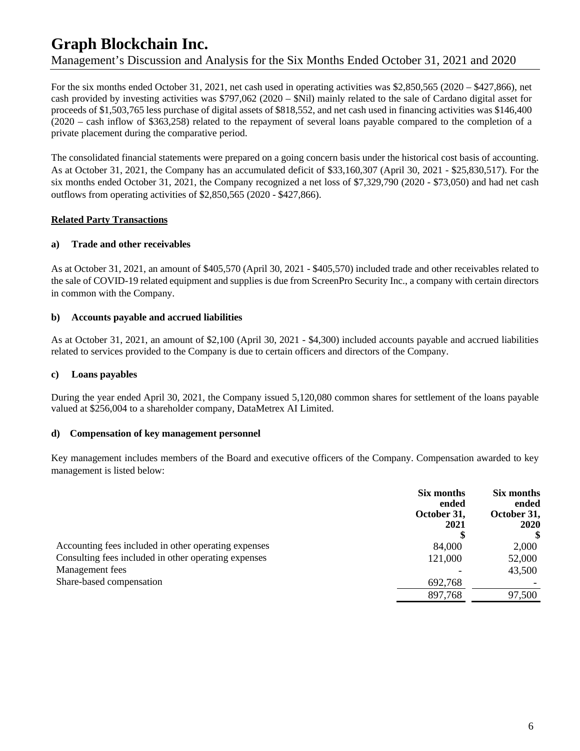For the six months ended October 31, 2021, net cash used in operating activities was $2,850,565 (2020 – $427,866), net cash provided by investing activities was $797,062 (2020 – $Nil) mainly related to the sale of Cardano digital asset for proceeds of $1,503,765 less purchase of digital assets of $818,552, and net cash used in financing activities was $146,400 (2020 – cash inflow of $363,258) related to the repayment of several loans payable compared to the completion of a private placement during the comparative period.

The consolidated financial statements were prepared on a going concern basis under the historical cost basis of accounting. As at October 31, 2021, the Company has an accumulated deficit of $33,160,307 (April 30, 2021 - $25,830,517). For the six months ended October 31, 2021, the Company recognized a net loss of $7,329,790 (2020 - $73,050) and had net cash outflows from operating activities of $2,850,565 (2020 - $427,866).

## Related Party Transactions

### a) Trade and other receivables

As at October 31, 2021, an amount of $405,570 (April 30, 2021 - $405,570) included trade and other receivables related to the sale of COVID-19 related equipment and supplies is due from ScreenPro Security Inc., a company with certain directors in common with the Company.

### b) Accounts payable and accrued liabilities

As at October 31, 2021, an amount of $2,100 (April 30, 2021 - $4,300) included accounts payable and accrued liabilities related to services provided to the Company is due to certain officers and directors of the Company.

### c) Loans payables

During the year ended April 30, 2021, the Company issued 5,120,080 common shares for settlement of the loans payable valued at $256,004 to a shareholder company, DataMetrex AI Limited.

### d) Compensation of key management personnel

Key management includes members of the Board and executive officers of the Company. Compensation awarded to key management is listed below:

| | Six months ended October 31, 2021 $ | Six months ended October 31, 2020 $ |
|---|---|---|
| Accounting fees included in other operating expenses | 84,000 | 2,000 |
| Consulting fees included in other operating expenses | 121,000 | 52,000 |
| Management fees | - | 43,500 |
| Share-based compensation | 692,768 | - |
| | 897,768 | 97,500 |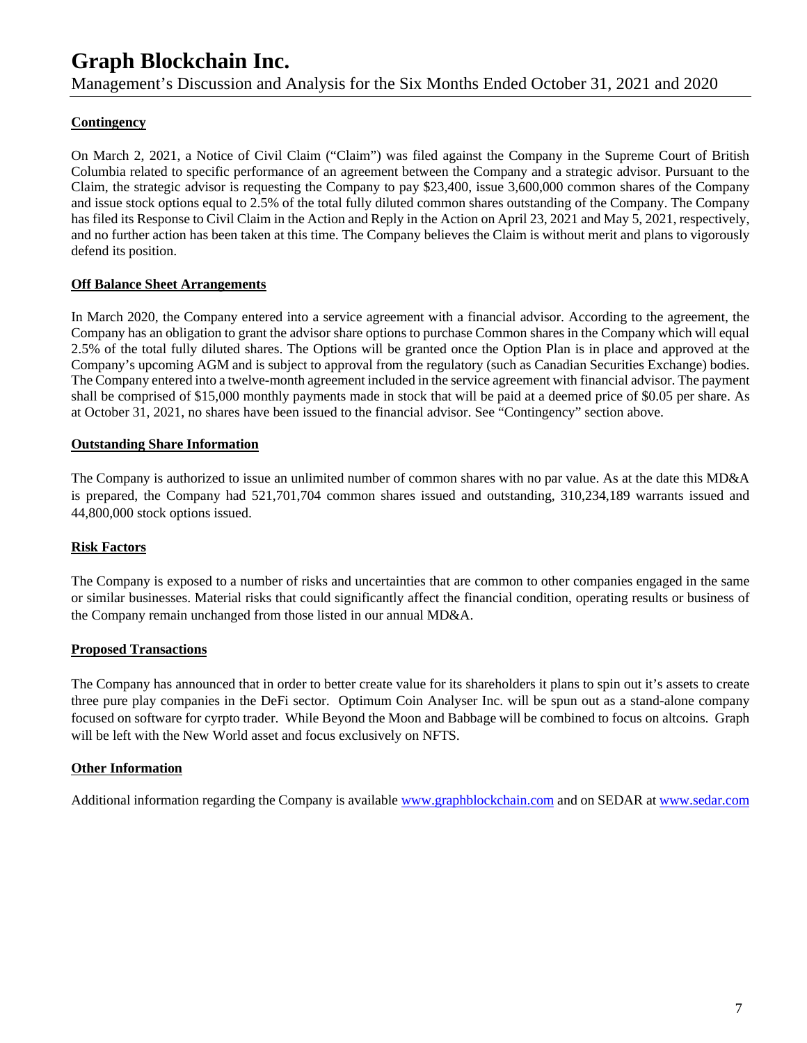## **Contingency**

On March 2, 2021, a Notice of Civil Claim ("Claim") was filed against the Company in the Supreme Court of British Columbia related to specific performance of an agreement between the Company and a strategic advisor. Pursuant to the Claim, the strategic advisor is requesting the Company to pay $23,400, issue 3,600,000 common shares of the Company and issue stock options equal to 2.5% of the total fully diluted common shares outstanding of the Company. The Company has filed its Response to Civil Claim in the Action and Reply in the Action on April 23, 2021 and May 5, 2021, respectively, and no further action has been taken at this time. The Company believes the Claim is without merit and plans to vigorously defend its position.

## **Off Balance Sheet Arrangements**

In March 2020, the Company entered into a service agreement with a financial advisor. According to the agreement, the Company has an obligation to grant the advisor share options to purchase Common shares in the Company which will equal 2.5% of the total fully diluted shares. The Options will be granted once the Option Plan is in place and approved at the Company's upcoming AGM and is subject to approval from the regulatory (such as Canadian Securities Exchange) bodies. The Company entered into a twelve-month agreement included in the service agreement with financial advisor. The payment shall be comprised of $15,000 monthly payments made in stock that will be paid at a deemed price of $0.05 per share. As at October 31, 2021, no shares have been issued to the financial advisor. See "Contingency" section above.

## **Outstanding Share Information**

The Company is authorized to issue an unlimited number of common shares with no par value. As at the date this MD&A is prepared, the Company had 521,701,704 common shares issued and outstanding, 310,234,189 warrants issued and 44,800,000 stock options issued.

## **Risk Factors**

The Company is exposed to a number of risks and uncertainties that are common to other companies engaged in the same or similar businesses. Material risks that could significantly affect the financial condition, operating results or business of the Company remain unchanged from those listed in our annual MD&A.

## **Proposed Transactions**

The Company has announced that in order to better create value for its shareholders it plans to spin out it's assets to create three pure play companies in the DeFi sector. Optimum Coin Analyser Inc. will be spun out as a stand-alone company focused on software for cyrpto trader. While Beyond the Moon and Babbage will be combined to focus on altcoins. Graph will be left with the New World asset and focus exclusively on NFTS.

## **Other Information**

Additional information regarding the Company is available www.graphblockchain.com and on SEDAR at www.sedar.com